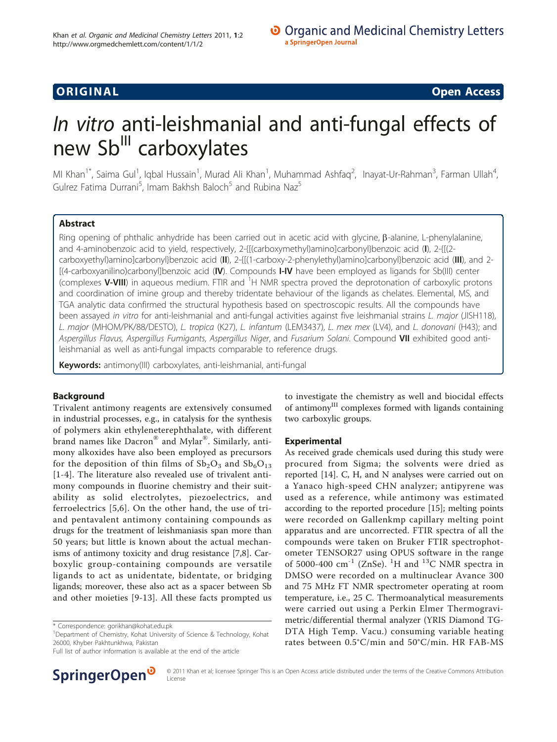ORIGINAL Open Access

# In vitro anti-leishmanial and anti-fungal effects of new Sb$^{III}$ carboxylates

MI Khan[1*], Saima Gul[1], Iqbal Hussain[1], Murad Ali Khan[1], Muhammad Ashfaq[2], Inayat-Ur-Rahman[3], Farman Ullah[4], Gulrez Fatima Durrani[5], Imam Bakhsh Baloch[5] and Rubina Naz[5]

## Abstract

Ring opening of phthalic anhydride has been carried out in acetic acid with glycine, β-alanine, L-phenylalanine, and 4-aminobenzoic acid to yield, respectively, 2-{[(carboxymethyl)amino]carbonyl}benzoic acid (**I**), 2-{[(2-carboxyethyl)amino]carbonyl}benzoic acid (**II**), 2-{[(1-carboxy-2-phenylethyl)amino]carbonyl}benzoic acid (**III**), and 2-[(4-carboxyanilino)carbonyl]benzoic acid (**IV**). Compounds **I-IV** have been employed as ligands for Sb(III) center (complexes **V-VIII**) in aqueous medium. FTIR and $^{1}$H NMR spectra proved the deprotonation of carboxylic protons and coordination of imine group and thereby tridentate behaviour of the ligands as chelates. Elemental, MS, and TGA analytic data confirmed the structural hypothesis based on spectroscopic results. All the compounds have been assayed *in vitro* for anti-leishmanial and anti-fungal activities against five leishmanial strains *L. major* (JISH118), *L. major* (MHOM/PK/88/DESTO), *L. tropica* (K27), *L. infantum* (LEM3437), *L. mex mex* (LV4), and *L. donovani* (H43); and *Aspergillus Flavus*, *Aspergillus Fumigants*, *Aspergillus Niger*, and *Fusarium Solani*. Compound **VII** exhibited good anti-leishmanial as well as anti-fungal impacts comparable to reference drugs.

**Keywords:** antimony(III) carboxylates, anti-leishmanial, anti-fungal

## Background

Trivalent antimony reagents are extensively consumed in industrial processes, e.g., in catalysis for the synthesis of polymers akin ethyleneterephthalate, with different brand names like Dacron® and Mylar®. Similarly, antimony alkoxides have also been employed as precursors for the deposition of thin films of $Sb_2O_3$ and $Sb_6O_{13}$ [1-4]. The literature also revealed use of trivalent antimony compounds in fluorine chemistry and their suitability as solid electrolytes, piezoelectrics, and ferroelectrics [5,6]. On the other hand, the use of tri- and pentavalent antimony containing compounds as drugs for the treatment of leishmaniasis span more than 50 years; but little is known about the actual mechanisms of antimony toxicity and drug resistance [7,8]. Carboxylic group-containing compounds are versatile ligands to act as unidentate, bidentate, or bridging ligands; moreover, these also act as a spacer between Sb and other moieties [9-13]. All these facts prompted us to investigate the chemistry as well and biocidal effects of antimony$^{III}$ complexes formed with ligands containing two carboxylic groups.

## Experimental

As received grade chemicals used during this study were procured from Sigma; the solvents were dried as reported [14]. C, H, and N analyses were carried out on a Yanaco high-speed CHN analyzer; antipyrene was used as a reference, while antimony was estimated according to the reported procedure [15]; melting points were recorded on Gallenkmp capillary melting point apparatus and are uncorrected. FTIR spectra of all the compounds were taken on Bruker FTIR spectrophotometer TENSOR27 using OPUS software in the range of 5000-400 cm$^{-1}$ (ZnSe). $^{1}$H and $^{13}$C NMR spectra in DMSO were recorded on a multinuclear Avance 300 and 75 MHz FT NMR spectrometer operating at room temperature, i.e., 25 C. Thermoanalytical measurements were carried out using a Perkin Elmer Thermogravimetric/differential thermal analyzer (YRIS Diamond TG-DTA High Temp. Vacu.) consuming variable heating rates between 0.5°C/min and 50°C/min. HR FAB-MS

\* Correspondence: gorikhan@kohat.edu.pk
[1]Department of Chemistry, Kohat University of Science & Technology, Kohat 26000, Khyber Pakhtunkhwa, Pakistan
Full list of author information is available at the end of the article

© 2011 Khan et al; licensee Springer This is an Open Access article distributed under the terms of the Creative Commons Attribution License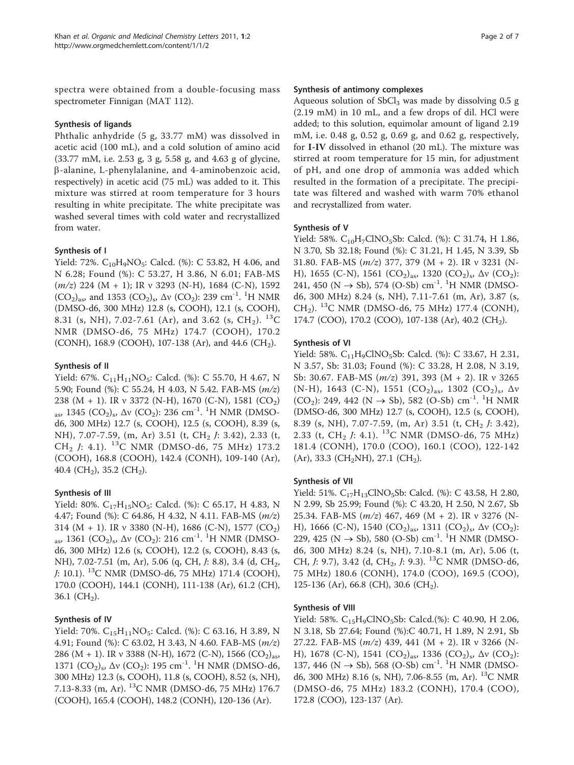spectra were obtained from a double-focusing mass spectrometer Finnigan (MAT 112).

### Synthesis of ligands

Phthalic anhydride (5 g, 33.77 mM) was dissolved in acetic acid (100 mL), and a cold solution of amino acid (33.77 mM, i.e. 2.53 g, 3 g, 5.58 g, and 4.63 g of glycine, β-alanine, L-phenylalanine, and 4-aminobenzoic acid, respectively) in acetic acid (75 mL) was added to it. This mixture was stirred at room temperature for 3 hours resulting in white precipitate. The white precipitate was washed several times with cold water and recrystallized from water.

### Synthesis of I

Yield: 72%. $C_{10}H_9NO_5$: Calcd. (%): C 53.82, H 4.06, and N 6.28; Found (%): C 53.27, H 3.86, N 6.01; FAB-MS (*m/z*) 224 (M + 1); IR ν 3293 (N-H), 1684 (C-N), 1592 $(CO_2)_{as}$, and 1353 $(CO_2)_s$, Δν $(CO_2)$: 239 $cm^{-1}$. $^1H$ NMR (DMSO-d6, 300 MHz) 12.8 (s, COOH), 12.1 (s, COOH), 8.31 (s, NH), 7.02-7.61 (Ar), and 3.62 (s, $CH_2$). $^{13}C$ NMR (DMSO-d6, 75 MHz) 174.7 (COOH), 170.2 (CONH), 168.9 (COOH), 107-138 (Ar), and 44.6 ($CH_2$).

### Synthesis of II

Yield: 67%. $C_{11}H_{11}NO_5$: Calcd. (%): C 55.70, H 4.67, N 5.90; Found (%): C 55.24, H 4.03, N 5.42. FAB-MS (*m/z*) 238 (M + 1). IR ν 3372 (N-H), 1670 (C-N), 1581 $(CO_2)_{as}$, 1345 $(CO_2)_s$, Δν $(CO_2)$: 236 $cm^{-1}$. $^1H$ NMR (DMSO-d6, 300 MHz) 12.7 (s, COOH), 12.5 (s, COOH), 8.39 (s, NH), 7.07-7.59, (m, Ar) 3.51 (t, $CH_2$ *J*: 3.42), 2.33 (t, $CH_2$ *J*: 4.1). $^{13}C$ NMR (DMSO-d6, 75 MHz) 173.2 (COOH), 168.8 (COOH), 142.4 (CONH), 109-140 (Ar), 40.4 ($CH_2$), 35.2 ($CH_2$).

### Synthesis of III

Yield: 80%. $C_{17}H_{15}NO_5$: Calcd. (%): C 65.17, H 4.83, N 4.47; Found (%): C 64.86, H 4.32, N 4.11. FAB-MS (*m/z*) 314 (M + 1). IR ν 3380 (N-H), 1686 (C-N), 1577 $(CO_2)_{as}$, 1361 $(CO_2)_s$, Δν $(CO_2)$: 216 $cm^{-1}$. $^1H$ NMR (DMSO-d6, 300 MHz) 12.6 (s, COOH), 12.2 (s, COOH), 8.43 (s, NH), 7.02-7.51 (m, Ar), 5.06 (q, CH, *J*: 8.8), 3.4 (d, $CH_2$, *J*: 10.1). $^{13}C$ NMR (DMSO-d6, 75 MHz) 171.4 (COOH), 170.0 (COOH), 144.1 (CONH), 111-138 (Ar), 61.2 (CH), 36.1 ($CH_2$).

### Synthesis of IV

Yield: 70%. $C_{15}H_{11}NO_5$: Calcd. (%): C 63.16, H 3.89, N 4.91; Found (%): C 63.02, H 3.43, N 4.60. FAB-MS (*m/z*) 286 (M + 1). IR ν 3388 (N-H), 1672 (C-N), 1566 $(CO_2)_{as}$, 1371 $(CO_2)_s$, Δν $(CO_2)$: 195 $cm^{-1}$. $^1H$ NMR (DMSO-d6, 300 MHz) 12.3 (s, COOH), 11.8 (s, COOH), 8.52 (s, NH), 7.13-8.33 (m, Ar). $^{13}C$ NMR (DMSO-d6, 75 MHz) 176.7 (COOH), 165.4 (COOH), 148.2 (CONH), 120-136 (Ar).

### Synthesis of antimony complexes

Aqueous solution of $SbCl_3$ was made by dissolving 0.5 g (2.19 mM) in 10 mL, and a few drops of dil. HCl were added; to this solution, equimolar amount of ligand 2.19 mM, i.e. 0.48 g, 0.52 g, 0.69 g, and 0.62 g, respectively, for **I-IV** dissolved in ethanol (20 mL). The mixture was stirred at room temperature for 15 min, for adjustment of pH, and one drop of ammonia was added which resulted in the formation of a precipitate. The precipitate was filtered and washed with warm 70% ethanol and recrystallized from water.

### Synthesis of V

Yield: 58%. $C_{10}H_7ClNO_5Sb$: Calcd. (%): C 31.74, H 1.86, N 3.70, Sb 32.18; Found (%): C 31.21, H 1.45, N 3.39, Sb 31.80. FAB-MS (*m/z*) 377, 379 (M + 2). IR ν 3231 (N-H), 1655 (C-N), 1561 $(CO_2)_{as}$, 1320 $(CO_2)_s$, Δν $(CO_2)$: 241, 450 (N → Sb), 574 (O-Sb) $cm^{-1}$. $^1H$ NMR (DMSO-d6, 300 MHz) 8.24 (s, NH), 7.11-7.61 (m, Ar), 3.87 (s, $CH_2$). $^{13}C$ NMR (DMSO-d6, 75 MHz) 177.4 (CONH), 174.7 (COO), 170.2 (COO), 107-138 (Ar), 40.2 ($CH_2$).

### Synthesis of VI

Yield: 58%. $C_{11}H_9ClNO_5Sb$: Calcd. (%): C 33.67, H 2.31, N 3.57, Sb: 31.03; Found (%): C 33.28, H 2.08, N 3.19, Sb: 30.67. FAB-MS (*m/z*) 391, 393 (M + 2). IR ν 3265 (N-H), 1643 (C-N), 1551 $(CO_2)_{as}$, 1302 $(CO_2)_s$, Δν $(CO_2)$: 249, 442 (N → Sb), 582 (O-Sb) $cm^{-1}$. $^1H$ NMR (DMSO-d6, 300 MHz) 12.7 (s, COOH), 12.5 (s, COOH), 8.39 (s, NH), 7.07-7.59, (m, Ar) 3.51 (t, $CH_2$ *J*: 3.42), 2.33 (t, $CH_2$ *J*: 4.1). $^{13}C$ NMR (DMSO-d6, 75 MHz) 181.4 (CONH), 170.0 (COO), 160.1 (COO), 122-142 (Ar), 33.3 ($CH_2$NH), 27.1 ($CH_2$).

### Synthesis of VII

Yield: 51%. $C_{17}H_{13}ClNO_5Sb$: Calcd. (%): C 43.58, H 2.80, N 2.99, Sb 25.99; Found (%): C 43.20, H 2.50, N 2.67, Sb 25.34. FAB-MS (*m/z*) 467, 469 (M + 2). IR ν 3276 (N-H), 1666 (C-N), 1540 $(CO_2)_{as}$, 1311 $(CO_2)_s$, Δν $(CO_2)$: 229, 425 (N → Sb), 580 (O-Sb) $cm^{-1}$. $^1H$ NMR (DMSO-d6, 300 MHz) 8.24 (s, NH), 7.10-8.1 (m, Ar), 5.06 (t, CH, *J*: 9.7), 3.42 (d, $CH_2$, *J*: 9.3). $^{13}C$ NMR (DMSO-d6, 75 MHz) 180.6 (CONH), 174.0 (COO), 169.5 (COO), 125-136 (Ar), 66.8 (CH), 30.6 ($CH_2$).

### Synthesis of VIII

Yield: 58%. $C_{15}H_9ClNO_5Sb$: Calcd.(%): C 40.90, H 2.06, N 3.18, Sb 27.64; Found (%):C 40.71, H 1.89, N 2.91, Sb 27.22. FAB-MS (*m/z*) 439, 441 (M + 2). IR ν 3266 (N-H), 1678 (C-N), 1541 $(CO_2)_{as}$, 1336 $(CO_2)_s$, Δν $(CO_2)$: 137, 446 (N → Sb), 568 (O-Sb) $cm^{-1}$. $^1H$ NMR (DMSO-d6, 300 MHz) 8.16 (s, NH), 7.06-8.55 (m, Ar). $^{13}C$ NMR (DMSO-d6, 75 MHz) 183.2 (CONH), 170.4 (COO), 172.8 (COO), 123-137 (Ar).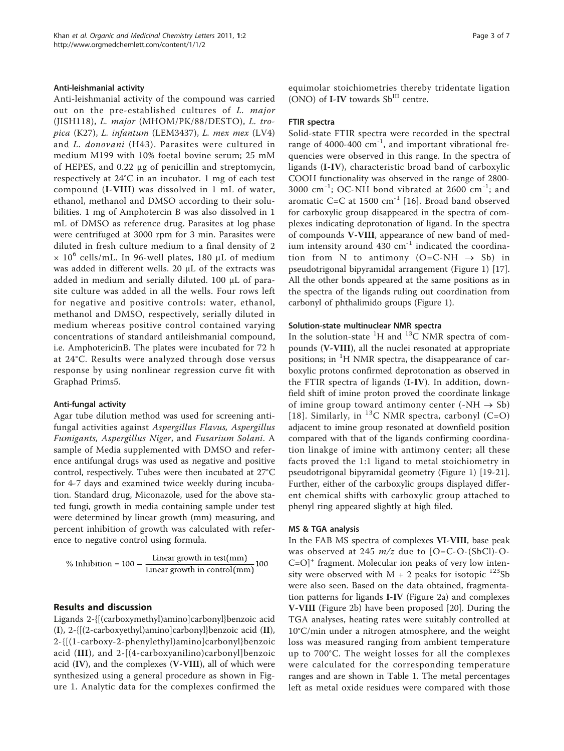### Anti-leishmanial activity

Anti-leishmanial activity of the compound was carried out on the pre-established cultures of *L. major* (JISH118), *L. major* (MHOM/PK/88/DESTO), *L. tropica* (K27), *L. infantum* (LEM3437), *L. mex mex* (LV4) and *L. donovani* (H43). Parasites were cultured in medium M199 with 10% foetal bovine serum; 25 mM of HEPES, and 0.22 μg of penicillin and streptomycin, respectively at 24°C in an incubator. 1 mg of each test compound (**I-VIII**) was dissolved in 1 mL of water, ethanol, methanol and DMSO according to their solubilities. 1 mg of Amphotercin B was also dissolved in 1 mL of DMSO as reference drug. Parasites at log phase were centrifuged at 3000 rpm for 3 min. Parasites were diluted in fresh culture medium to a final density of 2 $\times$ $10^6$ cells/mL. In 96-well plates, 180 μL of medium was added in different wells. 20 μL of the extracts was added in medium and serially diluted. 100 μL of parasite culture was added in all the wells. Four rows left for negative and positive controls: water, ethanol, methanol and DMSO, respectively, serially diluted in medium whereas positive control contained varying concentrations of standard antileishmanial compound, i.e. AmphotericinB. The plates were incubated for 72 h at 24°C. Results were analyzed through dose versus response by using nonlinear regression curve fit with Graphad Prims5.

### Anti-fungal activity

Agar tube dilution method was used for screening antifungal activities against *Aspergillus Flavus, Aspergillus Fumigants, Aspergillus Niger*, and *Fusarium Solani*. A sample of Media supplemented with DMSO and reference antifungal drugs was used as negative and positive control, respectively. Tubes were then incubated at 27°C for 4-7 days and examined twice weekly during incubation. Standard drug, Miconazole, used for the above stated fungi, growth in media containing sample under test were determined by linear growth (mm) measuring, and percent inhibition of growth was calculated with reference to negative control using formula.

$$\% \text{ Inhibition} = 100 - \frac{\text{Linear growth in test(mm)}}{\text{Linear growth in control(mm)}} 100$$

## Results and discussion

Ligands 2-{[(carboxymethyl)amino]carbonyl}benzoic acid (**I**), 2-{[(2-carboxyethyl)amino]carbonyl}benzoic acid (**II**), 2-{[(1-carboxy-2-phenylethyl)amino]carbonyl}benzoic acid (**III**), and 2-[(4-carboxyanilino)carbonyl]benzoic acid (**IV**), and the complexes (**V-VIII**), all of which were synthesized using a general procedure as shown in Figure 1. Analytic data for the complexes confirmed the equimolar stoichiometries thereby tridentate ligation (ONO) of **I-IV** towards $Sb^{III}$ centre.

### FTIR spectra

Solid-state FTIR spectra were recorded in the spectral range of 4000-400 $cm^{-1}$, and important vibrational frequencies were observed in this range. In the spectra of ligands (**I-IV**), characteristic broad band of carboxylic COOH functionality was observed in the range of 2800-3000 $cm^{-1}$; OC-NH bond vibrated at 2600 $cm^{-1}$; and aromatic C=C at 1500 $cm^{-1}$ [16]. Broad band observed for carboxylic group disappeared in the spectra of complexes indicating deprotonation of ligand. In the spectra of compounds **V-VIII**, appearance of new band of medium intensity around 430 $cm^{-1}$ indicated the coordination from N to antimony (O=C-NH $\rightarrow$ Sb) in pseudotrigonal bipyramidal arrangement (Figure 1) [17]. All the other bonds appeared at the same positions as in the spectra of the ligands ruling out coordination from carbonyl of phthalimido groups (Figure 1).

### Solution-state multinuclear NMR spectra

In the solution-state $^1H$ and $^{13}C$ NMR spectra of compounds (**V-VIII**), all the nuclei resonated at appropriate positions; in $^1H$ NMR spectra, the disappearance of carboxylic protons confirmed deprotonation as observed in the FTIR spectra of ligands (**I-IV**). In addition, downfield shift of imine proton proved the coordinate linkage of imine group toward antimony center (-NH $\rightarrow$ Sb) [18]. Similarly, in $^{13}C$ NMR spectra, carbonyl (C=O) adjacent to imine group resonated at downfield position compared with that of the ligands confirming coordination linakge of imine with antimony center; all these facts proved the 1:1 ligand to metal stoichiometry in pseudotrigonal bipyramidal geometry (Figure 1) [19-21]. Further, either of the carboxylic groups displayed different chemical shifts with carboxylic group attached to phenyl ring appeared slightly at high filed.

### MS & TGA analysis

In the FAB MS spectra of complexes **VI-VIII**, base peak was observed at 245 *m/z* due to $[O=C-O-(SbCl)-O-C=O]^+$ fragment. Molecular ion peaks of very low intensity were observed with M + 2 peaks for isotopic $^{123}Sb$ were also seen. Based on the data obtained, fragmentation patterns for ligands **I-IV** (Figure 2a) and complexes **V-VIII** (Figure 2b) have been proposed [20]. During the TGA analyses, heating rates were suitably controlled at 10°C/min under a nitrogen atmosphere, and the weight loss was measured ranging from ambient temperature up to 700°C. The weight losses for all the complexes were calculated for the corresponding temperature ranges and are shown in Table 1. The metal percentages left as metal oxide residues were compared with those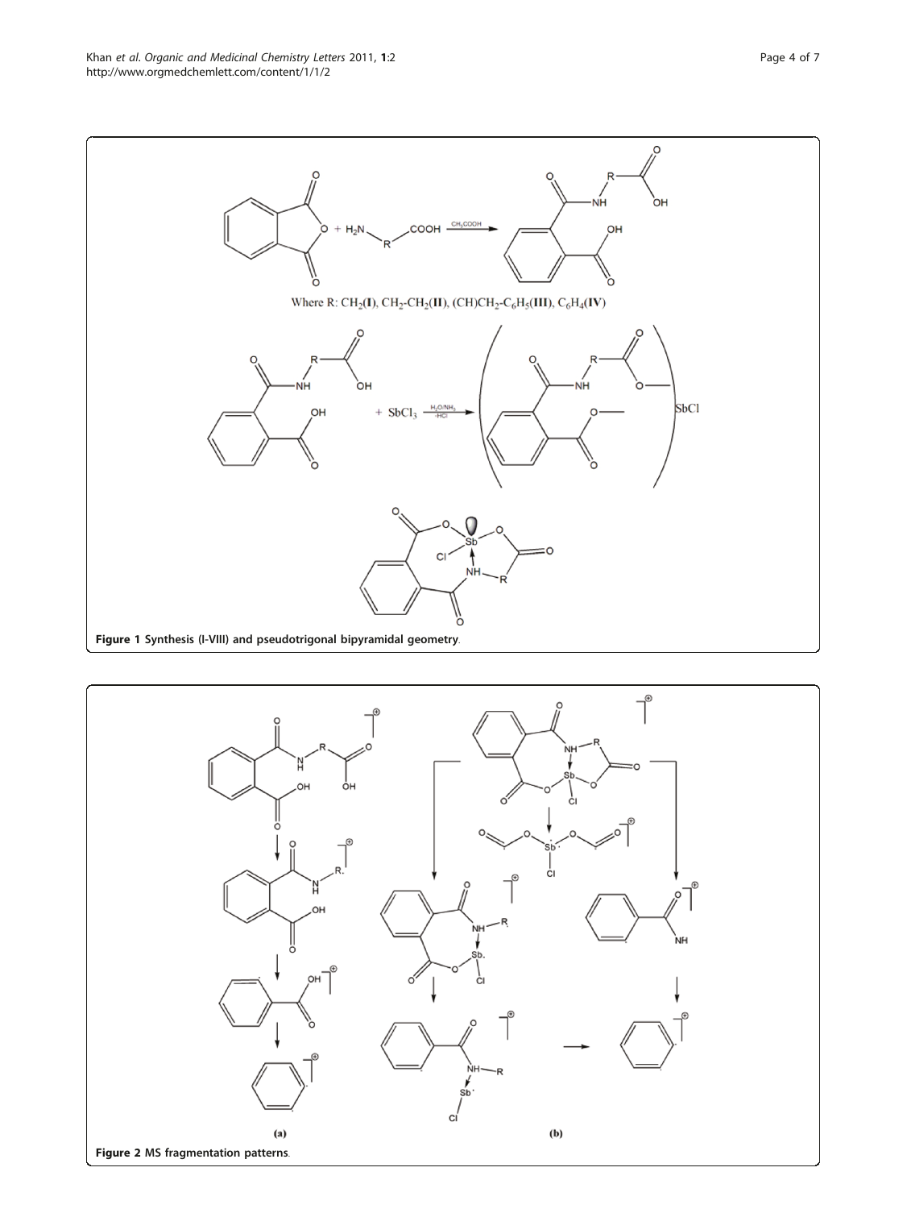Where R: $CH_2$(**I**), $CH_2$-$CH_2$(**II**), (CH)$CH_2$-$C_6H_5$(**III**), $C_6H_4$(**IV**)

**Figure 1 Synthesis (I-VIII) and pseudotrigonal bipyramidal geometry.**

**Figure 2 MS fragmentation patterns.**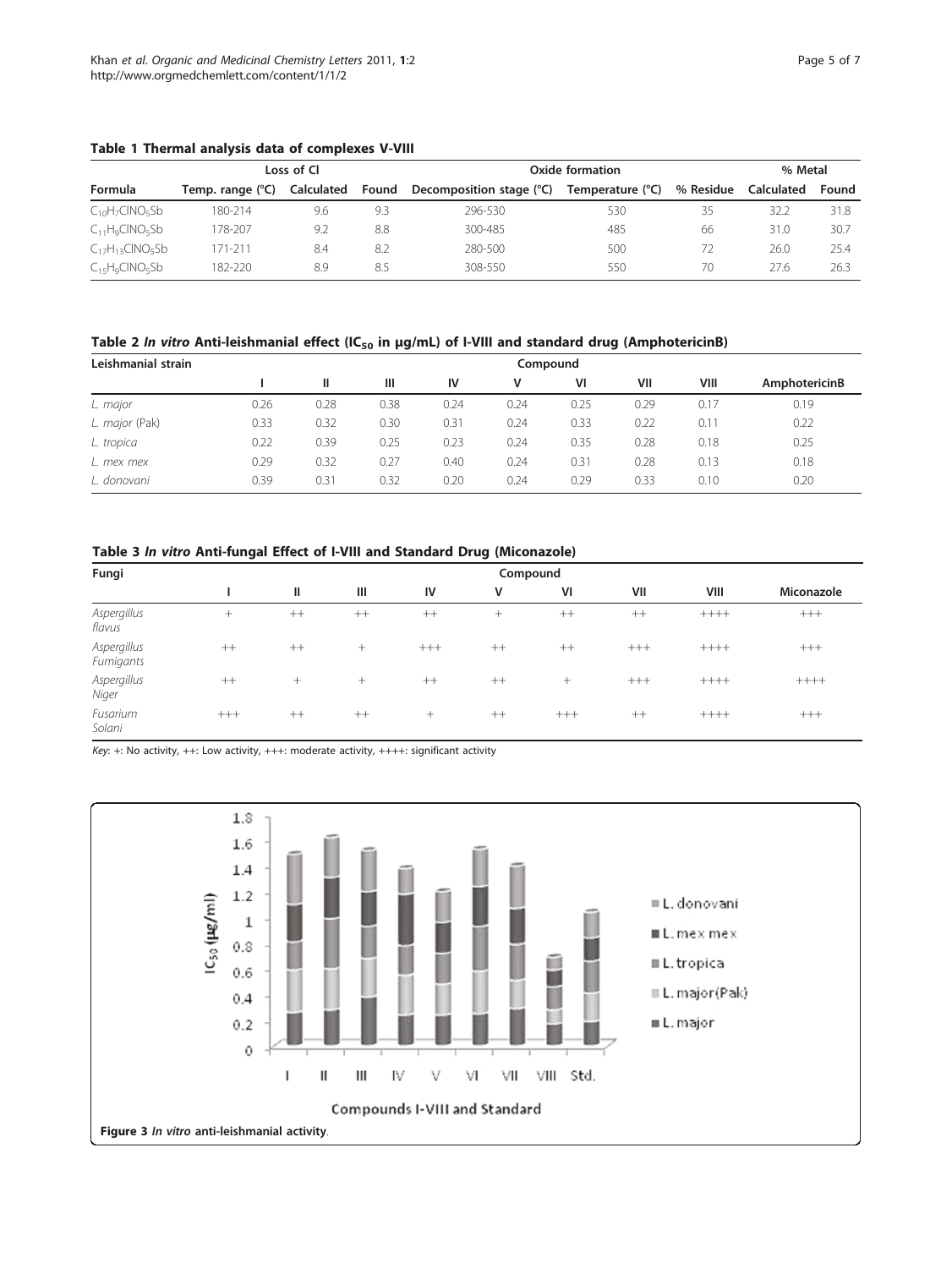**Table 1 Thermal analysis data of complexes V-VIII**

| Formula | Loss of Cl | | | Oxide formation | | | % Metal | |
|---|---|---|---|---|---|---|---|---|
| | Temp. range (°C) | Calculated | Found | Decomposition stage (°C) | Temperature (°C) | % Residue | Calculated | Found |
| $C_{10}H_7ClNO_5Sb$ | 180-214 | 9.6 | 9.3 | 296-530 | 530 | 35 | 32.2 | 31.8 |
| $C_{11}H_9ClNO_5Sb$ | 178-207 | 9.2 | 8.8 | 300-485 | 485 | 66 | 31.0 | 30.7 |
| $C_{17}H_{13}ClNO_5Sb$ | 171-211 | 8.4 | 8.2 | 280-500 | 500 | 72 | 26.0 | 25.4 |
| $C_{15}H_9ClNO_5Sb$ | 182-220 | 8.9 | 8.5 | 308-550 | 550 | 70 | 27.6 | 26.3 |

**Table 2 *In vitro* Anti-leishmanial effect ($IC_{50}$ in μg/mL) of I-VIII and standard drug (AmphotericinB)**

| Leishmanial strain | Compound | | | | | | | | |
|---|---|---|---|---|---|---|---|---|---|
| | I | II | III | IV | V | VI | VII | VIII | AmphotericinB |
| *L. major* | 0.26 | 0.28 | 0.38 | 0.24 | 0.24 | 0.25 | 0.29 | 0.17 | 0.19 |
| *L. major* (Pak) | 0.33 | 0.32 | 0.30 | 0.31 | 0.24 | 0.33 | 0.22 | 0.11 | 0.22 |
| *L. tropica* | 0.22 | 0.39 | 0.25 | 0.23 | 0.24 | 0.35 | 0.28 | 0.18 | 0.25 |
| *L. mex mex* | 0.29 | 0.32 | 0.27 | 0.40 | 0.24 | 0.31 | 0.28 | 0.13 | 0.18 |
| *L. donovani* | 0.39 | 0.31 | 0.32 | 0.20 | 0.24 | 0.29 | 0.33 | 0.10 | 0.20 |

**Table 3 *In vitro* Anti-fungal Effect of I-VIII and Standard Drug (Miconazole)**

| Fungi | Compound | | | | | | | | |
|---|---|---|---|---|---|---|---|---|---|
| | I | II | III | IV | V | VI | VII | VIII | Miconazole |
| *Aspergillus flavus* | + | ++ | ++ | ++ | + | ++ | ++ | ++++ | +++ |
| *Aspergillus Fumigants* | ++ | ++ | + | +++ | ++ | ++ | +++ | ++++ | +++ |
| *Aspergillus Niger* | ++ | + | + | ++ | ++ | + | +++ | ++++ | ++++ |
| *Fusarium Solani* | +++ | ++ | ++ | + | ++ | +++ | ++ | ++++ | +++ |

*Key*: +: No activity, ++: Low activity, +++: moderate activity, ++++: significant activity

**Figure 3** *In vitro* anti-leishmanial activity.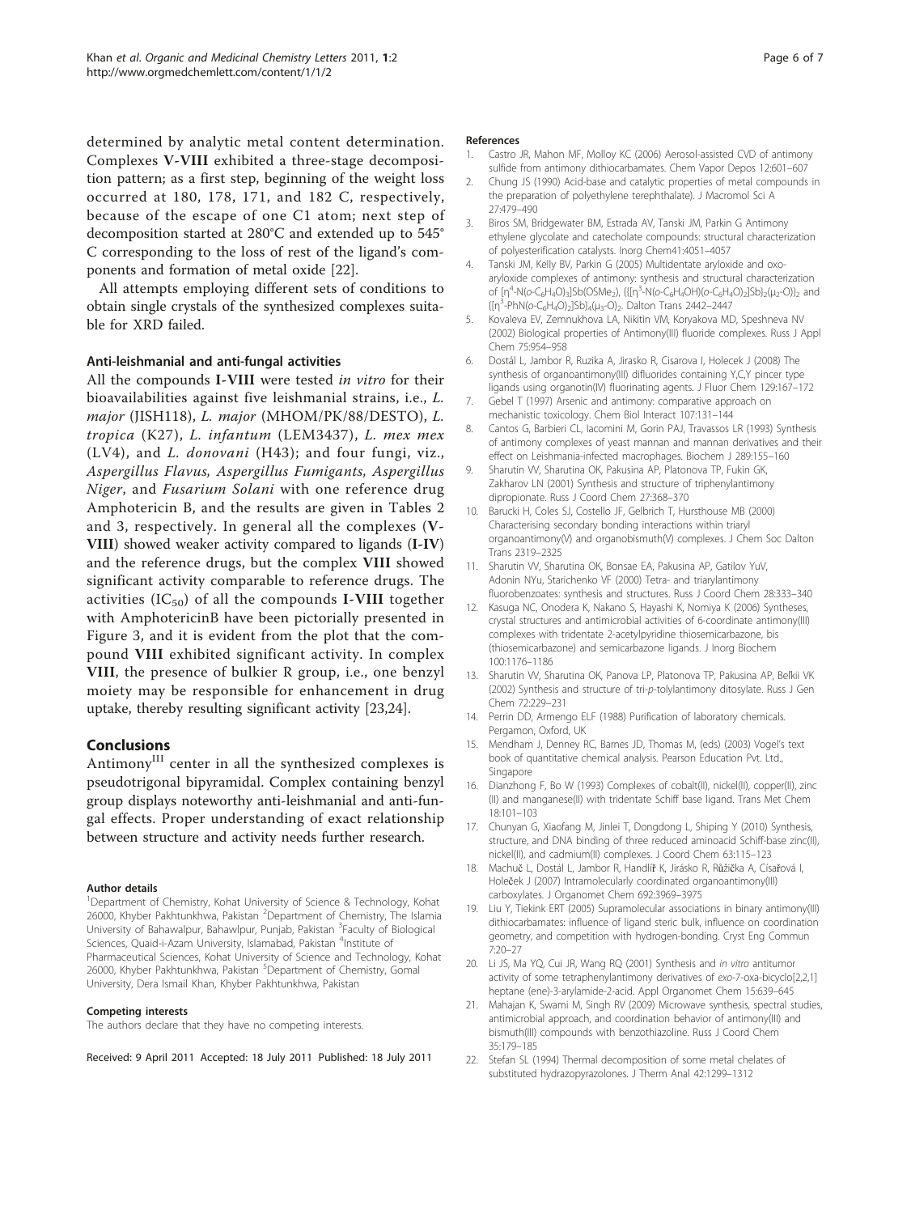determined by analytic metal content determination. Complexes **V-VIII** exhibited a three-stage decomposition pattern; as a first step, beginning of the weight loss occurred at 180, 178, 171, and 182 C, respectively, because of the escape of one C1 atom; next step of decomposition started at 280°C and extended up to 545° C corresponding to the loss of rest of the ligand's components and formation of metal oxide [22].

All attempts employing different sets of conditions to obtain single crystals of the synthesized complexes suitable for XRD failed.

### Anti-leishmanial and anti-fungal activities

All the compounds **I-VIII** were tested *in vitro* for their bioavailabilities against five leishmanial strains, i.e., *L. major* (JISH118), *L. major* (MHOM/PK/88/DESTO), *L. tropica* (K27), *L. infantum* (LEM3437), *L. mex mex* (LV4), and *L. donovani* (H43); and four fungi, viz., *Aspergillus Flavus, Aspergillus Fumigants, Aspergillus Niger*, and *Fusarium Solani* with one reference drug Amphotericin B, and the results are given in Tables 2 and 3, respectively. In general all the complexes (**V-VIII**) showed weaker activity compared to ligands (**I-IV**) and the reference drugs, but the complex **VIII** showed significant activity comparable to reference drugs. The activities ($IC_{50}$) of all the compounds **I-VIII** together with AmphotericinB have been pictorially presented in Figure 3, and it is evident from the plot that the compound **VIII** exhibited significant activity. In complex **VIII**, the presence of bulkier R group, i.e., one benzyl moiety may be responsible for enhancement in drug uptake, thereby resulting significant activity [23,24].

## Conclusions

Antimony$^{III}$ center in all the synthesized complexes is pseudotrigonal bipyramidal. Complex containing benzyl group displays noteworthy anti-leishmanial and anti-fungal effects. Proper understanding of exact relationship between structure and activity needs further research.

#### Author details

[1]Department of Chemistry, Kohat University of Science & Technology, Kohat 26000, Khyber Pakhtunkhwa, Pakistan [2]Department of Chemistry, The Islamia University of Bahawalpur, Bahawlpur, Punjab, Pakistan [3]Faculty of Biological Sciences, Quaid-i-Azam University, Islamabad, Pakistan [4]Institute of Pharmaceutical Sciences, Kohat University of Science and Technology, Kohat 26000, Khyber Pakhtunkhwa, Pakistan [5]Department of Chemistry, Gomal University, Dera Ismail Khan, Khyber Pakhtunkhwa, Pakistan

#### Competing interests

The authors declare that they have no competing interests.

Received: 9 April 2011 Accepted: 18 July 2011 Published: 18 July 2011

#### References

1. Castro JR, Mahon MF, Molloy KC (2006) Aerosol-assisted CVD of antimony sulfide from antimony dithiocarbamates. Chem Vapor Depos 12:601–607
2. Chung JS (1990) Acid-base and catalytic properties of metal compounds in the preparation of polyethylene terephthalate). J Macromol Sci A 27:479–490
3. Biros SM, Bridgewater BM, Estrada AV, Tanski JM, Parkin G Antimony ethylene glycolate and catecholate compounds: structural characterization of polyesterification catalysts. Inorg Chem41:4051–4057
4. Tanski JM, Kelly BV, Parkin G (2005) Multidentate aryloxide and oxo-aryloxide complexes of antimony: synthesis and structural characterization of $[\eta^4\text{-N}(o\text{-C}_6H_4O)_3]Sb(OSMe_2)$, $\{[\eta^3\text{-N}(o\text{-C}_6H_4OH)(o\text{-C}_6H_4O)_2]Sb\}_2(\mu_2\text{-O})\}_2$ and $\{[\eta^3\text{-PhN}(o\text{-C}_6H_4O)_2]Sb\}_4(\mu_3\text{-O})_2$. Dalton Trans 2442–2447
5. Kovaleva EV, Zemnukhova LA, Nikitin VM, Koryakova MD, Speshneva NV (2002) Biological properties of Antimony(III) fluoride complexes. Russ J Appl Chem 75:954–958
6. Dostál L, Jambor R, Ruzika A, Jirasko R, Cisarova I, Holecek J (2008) The synthesis of organoantimony(III) difluorides containing Y,C,Y pincer type ligands using organotin(IV) fluorinating agents. J Fluor Chem 129:167–172
7. Gebel T (1997) Arsenic and antimony: comparative approach on mechanistic toxicology. Chem Biol Interact 107:131–144
8. Cantos G, Barbieri CL, Iacomini M, Gorin PAJ, Travassos LR (1993) Synthesis of antimony complexes of yeast mannan and mannan derivatives and their effect on Leishmania-infected macrophages. Biochem J 289:155–160
9. Sharutin VV, Sharutina OK, Pakusina AP, Platonova TP, Fukin GK, Zakharov LN (2001) Synthesis and structure of triphenylantimony dipropionate. Russ J Coord Chem 27:368–370
10. Barucki H, Coles SJ, Costello JF, Gelbrich T, Hursthouse MB (2000) Characterising secondary bonding interactions within triaryl organoantimony(V) and organobismuth(V) complexes. J Chem Soc Dalton Trans 2319–2325
11. Sharutin VV, Sharutina OK, Bonsae EA, Pakusina AP, Gatilov YuV, Adonin NYu, Starichenko VF (2000) Tetra- and triarylantimony fluorobenzoates: synthesis and structures. Russ J Coord Chem 28:333–340
12. Kasuga NC, Onodera K, Nakano S, Hayashi K, Nomiya K (2006) Syntheses, crystal structures and antimicrobial activities of 6-coordinate antimony(III) complexes with tridentate 2-acetylpyridine thiosemicarbazone, bis (thiosemicarbazone) and semicarbazone ligands. J Inorg Biochem 100:1176–1186
13. Sharutin VV, Sharutina OK, Panova LP, Platonova TP, Pakusina AP, Bel'kii VK (2002) Synthesis and structure of tri-*p*-tolylantimony ditosylate. Russ J Gen Chem 72:229–231
14. Perrin DD, Armengo ELF (1988) Purification of laboratory chemicals. Pergamon, Oxford, UK
15. Mendham J, Denney RC, Barnes JD, Thomas M, (eds) (2003) Vogel's text book of quantitative chemical analysis. Pearson Education Pvt. Ltd., Singapore
16. Dianzhong F, Bo W (1993) Complexes of cobalt(II), nickel(II), copper(II), zinc (II) and manganese(II) with tridentate Schiff base ligand. Trans Met Chem 18:101–103
17. Chunyan G, Xiaofang M, Jinlei T, Dongdong L, Shiping Y (2010) Synthesis, structure, and DNA binding of three reduced aminoacid Schiff-base zinc(II), nickel(II), and cadmium(II) complexes. J Coord Chem 63:115–123
18. Machuč K, Dostál L, Jambor R, Handlíř K, Jirásko R, Růžička A, Císařová I, Holeček J (2007) Intramolecularly coordinated organoantimony(III) carboxylates. J Organomet Chem 692:3969–3975
19. Liu Y, Tiekink ERT (2005) Supramolecular associations in binary antimony(III) dithiocarbamates: influence of ligand steric bulk, influence on coordination geometry, and competition with hydrogen-bonding. Cryst Eng Commun 7:20–27
20. Li JS, Ma YQ, Cui JR, Wang RQ (2001) Synthesis and *in vitro* antitumor activity of some tetraphenylantimony derivatives of *exo*-7-oxa-bicyclo[2,2,1] heptane (ene)-3-arylamide-2-acid. Appl Organomet Chem 15:639–645
21. Mahajan K, Swami M, Singh RV (2009) Microwave synthesis, spectral studies, antimicrobial approach, and coordination behavior of antimony(III) and bismuth(III) compounds with benzothiazoline. Russ J Coord Chem 35:179–185
22. Stefan SL (1994) Thermal decomposition of some metal chelates of substituted hydrazopyrazolones. J Therm Anal 42:1299–1312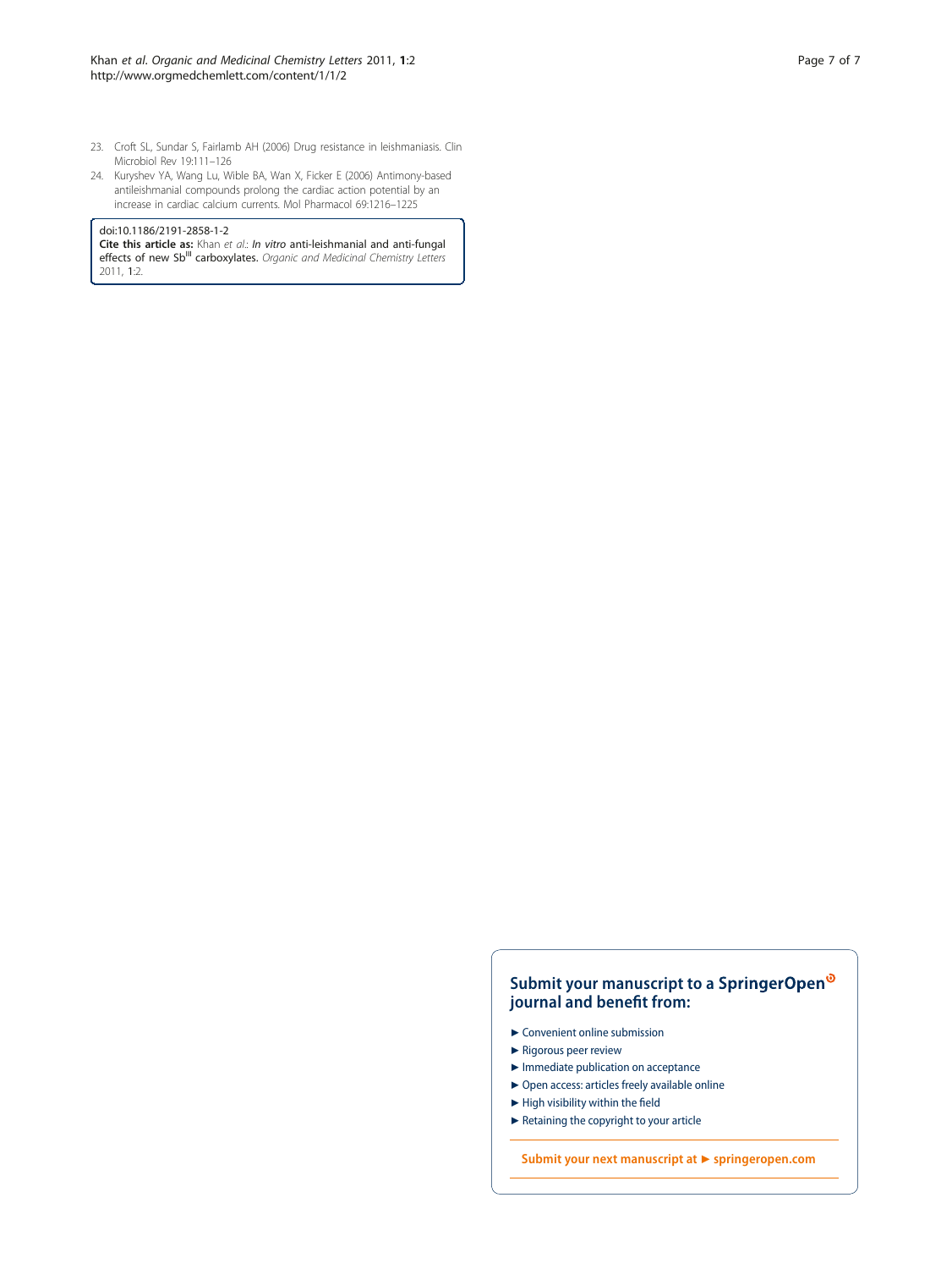23. Croft SL, Sundar S, Fairlamb AH (2006) Drug resistance in leishmaniasis. Clin Microbiol Rev 19:111–126
24. Kuryshev YA, Wang Lu, Wible BA, Wan X, Ficker E (2006) Antimony-based antileishmanial compounds prolong the cardiac action potential by an increase in cardiac calcium currents. Mol Pharmacol 69:1216–1225

doi:10.1186/2191-2858-1-2

**Cite this article as:** Khan *et al.*: *In vitro* anti-leishmanial and anti-fungal effects of new $Sb^{III}$ carboxylates. *Organic and Medicinal Chemistry Letters* 2011, **1**:2.

**Submit your manuscript to a SpringerOpen journal and benefit from:**

- ► Convenient online submission
- ► Rigorous peer review
- ► Immediate publication on acceptance
- ► Open access: articles freely available online
- ► High visibility within the field
- ► Retaining the copyright to your article

**Submit your next manuscript at ► springeropen.com**